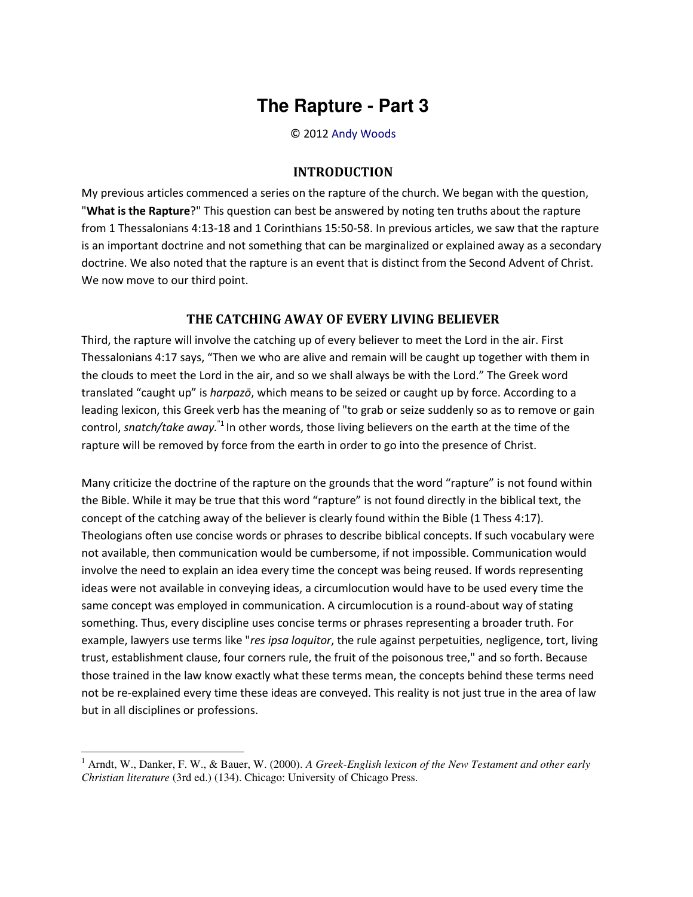# The Rapture - Part 3

© 2012 Andy Woods

## INTRODUCTION

My previous articles commenced a series on the rapture of the church. We began with the question, "**What is the Rapture**?" This question can best be answered by noting ten truths about the rapture from 1 Thessalonians 4:13-18 and 1 Corinthians 15:50-58. In previous articles, we saw that the rapture is an important doctrine and not something that can be marginalized or explained away as a secondary doctrine. We also noted that the rapture is an event that is distinct from the Second Advent of Christ. We now move to our third point.

## THE CATCHING AWAY OF EVERY LIVING BELIEVER

Third, the rapture will involve the catching up of every believer to meet the Lord in the air. First Thessalonians 4:17 says, "Then we who are alive and remain will be caught up together with them in the clouds to meet the Lord in the air, and so we shall always be with the Lord." The Greek word translated "caught up" is *harpazō*, which means to be seized or caught up by force. According to a leading lexicon, this Greek verb has the meaning of "to grab or seize suddenly so as to remove or gain control, *snatch/take away.*"[1] In other words, those living believers on the earth at the time of the rapture will be removed by force from the earth in order to go into the presence of Christ.

Many criticize the doctrine of the rapture on the grounds that the word "rapture" is not found within the Bible. While it may be true that this word "rapture" is not found directly in the biblical text, the concept of the catching away of the believer is clearly found within the Bible (1 Thess 4:17). Theologians often use concise words or phrases to describe biblical concepts. If such vocabulary were not available, then communication would be cumbersome, if not impossible. Communication would involve the need to explain an idea every time the concept was being reused. If words representing ideas were not available in conveying ideas, a circumlocution would have to be used every time the same concept was employed in communication. A circumlocution is a round-about way of stating something. Thus, every discipline uses concise terms or phrases representing a broader truth. For example, lawyers use terms like "*res ipsa loquitor*, the rule against perpetuities, negligence, tort, living trust, establishment clause, four corners rule, the fruit of the poisonous tree," and so forth. Because those trained in the law know exactly what these terms mean, the concepts behind these terms need not be re-explained every time these ideas are conveyed. This reality is not just true in the area of law but in all disciplines or professions.

---

[1] Arndt, W., Danker, F. W., & Bauer, W. (2000). *A Greek-English lexicon of the New Testament and other early Christian literature* (3rd ed.) (134). Chicago: University of Chicago Press.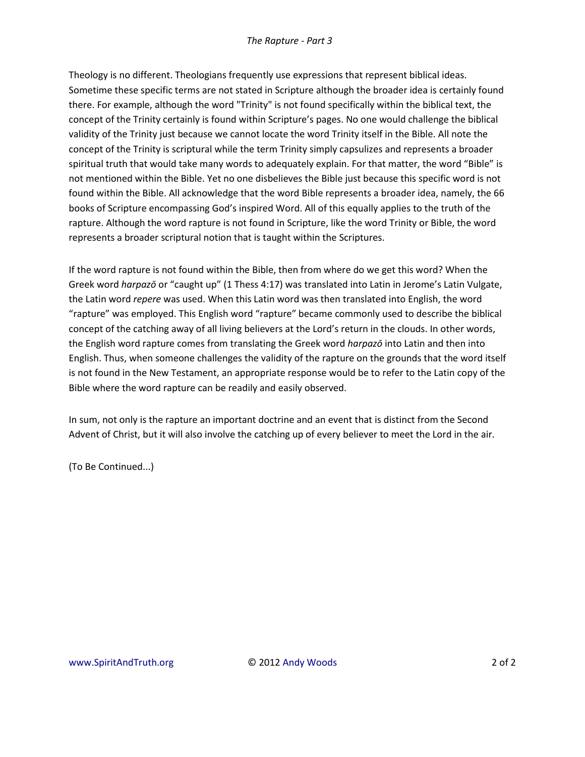Theology is no different. Theologians frequently use expressions that represent biblical ideas. Sometime these specific terms are not stated in Scripture although the broader idea is certainly found there. For example, although the word "Trinity" is not found specifically within the biblical text, the concept of the Trinity certainly is found within Scripture's pages. No one would challenge the biblical validity of the Trinity just because we cannot locate the word Trinity itself in the Bible. All note the concept of the Trinity is scriptural while the term Trinity simply capsulizes and represents a broader spiritual truth that would take many words to adequately explain. For that matter, the word "Bible" is not mentioned within the Bible. Yet no one disbelieves the Bible just because this specific word is not found within the Bible. All acknowledge that the word Bible represents a broader idea, namely, the 66 books of Scripture encompassing God's inspired Word. All of this equally applies to the truth of the rapture. Although the word rapture is not found in Scripture, like the word Trinity or Bible, the word represents a broader scriptural notion that is taught within the Scriptures.

If the word rapture is not found within the Bible, then from where do we get this word? When the Greek word *harpazō* or "caught up" (1 Thess 4:17) was translated into Latin in Jerome's Latin Vulgate, the Latin word *repere* was used. When this Latin word was then translated into English, the word "rapture" was employed. This English word "rapture" became commonly used to describe the biblical concept of the catching away of all living believers at the Lord's return in the clouds. In other words, the English word rapture comes from translating the Greek word *harpazō* into Latin and then into English. Thus, when someone challenges the validity of the rapture on the grounds that the word itself is not found in the New Testament, an appropriate response would be to refer to the Latin copy of the Bible where the word rapture can be readily and easily observed.

In sum, not only is the rapture an important doctrine and an event that is distinct from the Second Advent of Christ, but it will also involve the catching up of every believer to meet the Lord in the air.

(To Be Continued...)